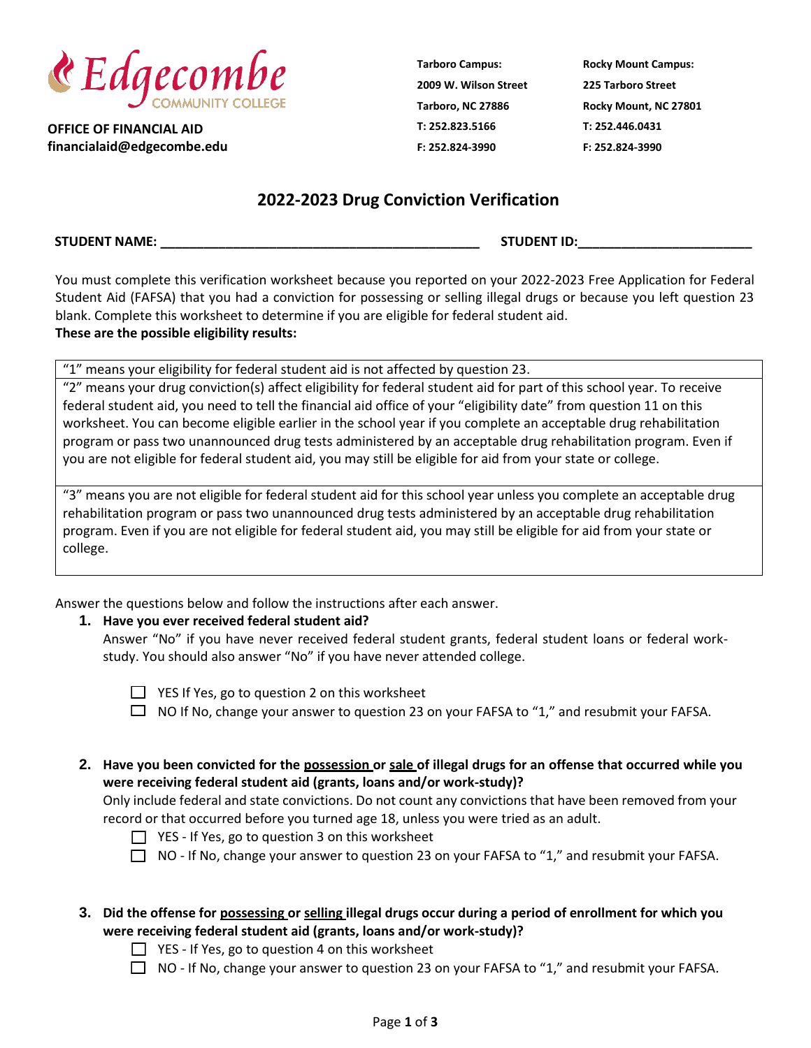**Edgecombe COMMUNITY COLLEGE**

**OFFICE OF FINANCIAL AID**
**financialaid@edgecombe.edu**

**Tarboro Campus:**
**2009 W. Wilson Street**
**Tarboro, NC 27886**
**T: 252.823.5166**
**F: 252.824-3990**

**Rocky Mount Campus:**
**225 Tarboro Street**
**Rocky Mount, NC 27801**
**T: 252.446.0431**
**F: 252.824-3990**

# 2022-2023 Drug Conviction Verification

**STUDENT NAME: ______________________________________________** **STUDENT ID:________________________**

You must complete this verification worksheet because you reported on your 2022-2023 Free Application for Federal Student Aid (FAFSA) that you had a conviction for possessing or selling illegal drugs or because you left question 23 blank. Complete this worksheet to determine if you are eligible for federal student aid.

**These are the possible eligibility results:**

| |
|---|
| "1" means your eligibility for federal student aid is not affected by question 23. |
| "2" means your drug conviction(s) affect eligibility for federal student aid for part of this school year. To receive federal student aid, you need to tell the financial aid office of your "eligibility date" from question 11 on this worksheet. You can become eligible earlier in the school year if you complete an acceptable drug rehabilitation program or pass two unannounced drug tests administered by an acceptable drug rehabilitation program. Even if you are not eligible for federal student aid, you may still be eligible for aid from your state or college. |
| "3" means you are not eligible for federal student aid for this school year unless you complete an acceptable drug rehabilitation program or pass two unannounced drug tests administered by an acceptable drug rehabilitation program. Even if you are not eligible for federal student aid, you may still be eligible for aid from your state or college. |

Answer the questions below and follow the instructions after each answer.

1. **Have you ever received federal student aid?**
   Answer "No" if you have never received federal student grants, federal student loans or federal work-study. You should also answer "No" if you have never attended college.

   ☐ YES If Yes, go to question 2 on this worksheet
   ☐ NO If No, change your answer to question 23 on your FAFSA to "1," and resubmit your FAFSA.

2. **Have you been convicted for the <u>possession</u> or <u>sale</u> of illegal drugs for an offense that occurred while you were receiving federal student aid (grants, loans and/or work-study)?**
   Only include federal and state convictions. Do not count any convictions that have been removed from your record or that occurred before you turned age 18, unless you were tried as an adult.

   ☐ YES - If Yes, go to question 3 on this worksheet
   ☐ NO - If No, change your answer to question 23 on your FAFSA to "1," and resubmit your FAFSA.

3. **Did the offense for <u>possessing</u> or <u>selling</u> illegal drugs occur during a period of enrollment for which you were receiving federal student aid (grants, loans and/or work-study)?**

   ☐ YES - If Yes, go to question 4 on this worksheet
   ☐ NO - If No, change your answer to question 23 on your FAFSA to "1," and resubmit your FAFSA.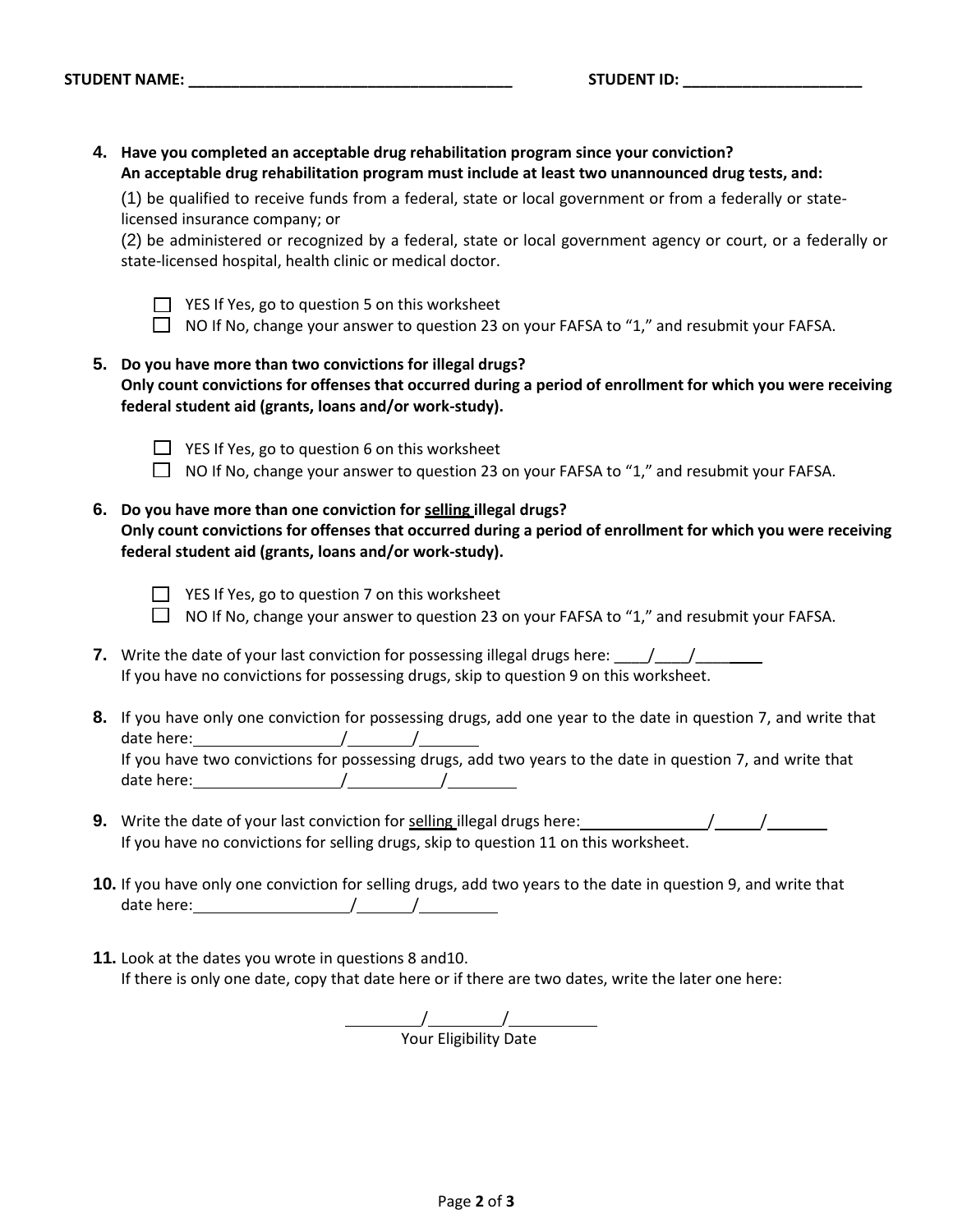**STUDENT NAME: ______________________________________** **STUDENT ID: _____________________**

4. **Have you completed an acceptable drug rehabilitation program since your conviction?**
   **An acceptable drug rehabilitation program must include at least two unannounced drug tests, and:**

   (1) be qualified to receive funds from a federal, state or local government or from a federally or state-licensed insurance company; or

   (2) be administered or recognized by a federal, state or local government agency or court, or a federally or state-licensed hospital, health clinic or medical doctor.

   - ☐ YES If Yes, go to question 5 on this worksheet
   - ☐ NO If No, change your answer to question 23 on your FAFSA to "1," and resubmit your FAFSA.

5. **Do you have more than two convictions for illegal drugs?**
   **Only count convictions for offenses that occurred during a period of enrollment for which you were receiving federal student aid (grants, loans and/or work-study).**

   - ☐ YES If Yes, go to question 6 on this worksheet
   - ☐ NO If No, change your answer to question 23 on your FAFSA to "1," and resubmit your FAFSA.

6. **Do you have more than one conviction for <u>selling</u> illegal drugs?**
   **Only count convictions for offenses that occurred during a period of enrollment for which you were receiving federal student aid (grants, loans and/or work-study).**

   - ☐ YES If Yes, go to question 7 on this worksheet
   - ☐ NO If No, change your answer to question 23 on your FAFSA to "1," and resubmit your FAFSA.

7. Write the date of your last conviction for possessing illegal drugs here: ____/____/________
   If you have no convictions for possessing drugs, skip to question 9 on this worksheet.

8. If you have only one conviction for possessing drugs, add one year to the date in question 7, and write that date here: ________________/________/________
   If you have two convictions for possessing drugs, add two years to the date in question 7, and write that date here: ________________/__________/________

9. Write the date of your last conviction for <u>selling</u> illegal drugs here: ______________/_____/_______
   If you have no convictions for selling drugs, skip to question 11 on this worksheet.

10. If you have only one conviction for selling drugs, add two years to the date in question 9, and write that date here: __________________/_______/_________

11. Look at the dates you wrote in questions 8 and10.
    If there is only one date, copy that date here or if there are two dates, write the later one here:

    _________/_________/__________
    Your Eligibility Date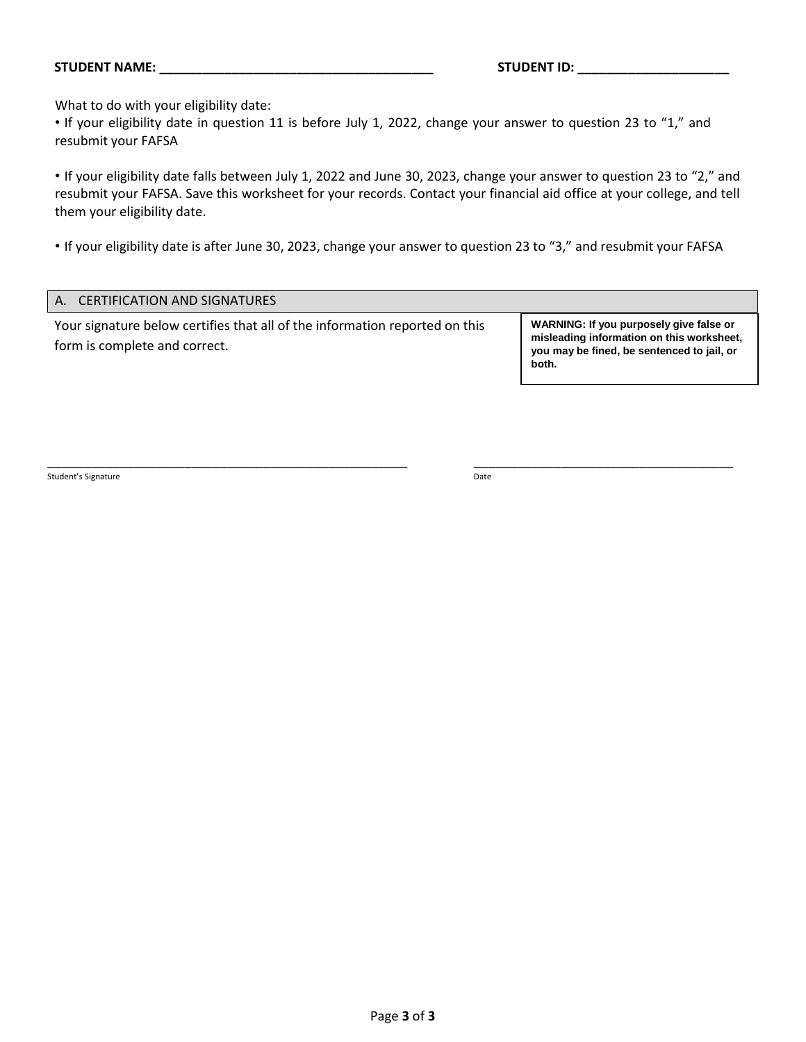**STUDENT NAME: ______________________________________** **STUDENT ID: ____________________**

What to do with your eligibility date:

- If your eligibility date in question 11 is before July 1, 2022, change your answer to question 23 to "1," and resubmit your FAFSA

- If your eligibility date falls between July 1, 2022 and June 30, 2023, change your answer to question 23 to "2," and resubmit your FAFSA. Save this worksheet for your records. Contact your financial aid office at your college, and tell them your eligibility date.

- If your eligibility date is after June 30, 2023, change your answer to question 23 to "3," and resubmit your FAFSA

## A. CERTIFICATION AND SIGNATURES

Your signature below certifies that all of the information reported on this form is complete and correct.

**WARNING: If you purposely give false or misleading information on this worksheet, you may be fined, be sentenced to jail, or both.**

_______________________________________________________
Student's Signature

_______________________________________
Date